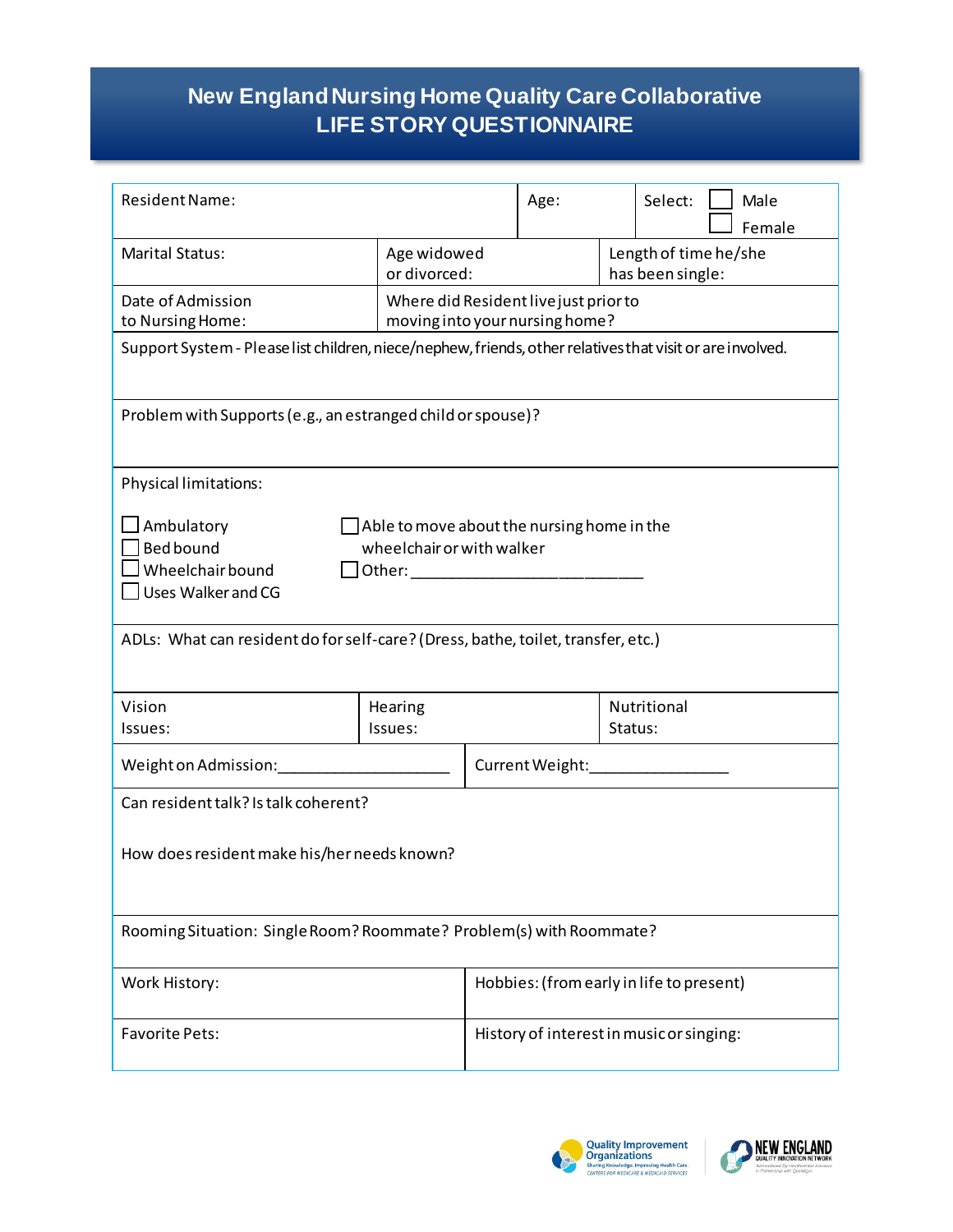# New England Nursing Home Quality Care Collaborative
## LIFE STORY QUESTIONNAIRE

Resident Name: | Age: | Select: ☐ Male ☐ Female

Marital Status: | Age widowed or divorced: | Length of time he/she has been single:

Date of Admission to Nursing Home: | Where did Resident live just prior to moving into your nursing home?

Support System - Please list children, niece/nephew, friends, other relatives that visit or are involved.

Problem with Supports (e.g., an estranged child or spouse)?

Physical limitations:

- ☐ Ambulatory
- ☐ Bed bound
- ☐ Wheelchair bound
- ☐ Uses Walker and CG
- ☐ Able to move about the nursing home in the wheelchair or with walker
- ☐ Other: ___________________________

ADLs: What can resident do for self-care? (Dress, bathe, toilet, transfer, etc.)

Vision Issues: | Hearing Issues: | Nutritional Status:

Weight on Admission:____________________ | Current Weight:________________

Can resident talk? Is talk coherent?

How does resident make his/her needs known?

Rooming Situation: Single Room? Roommate? Problem(s) with Roommate?

Work History: | Hobbies: (from early in life to present)

Favorite Pets: | History of interest in music or singing: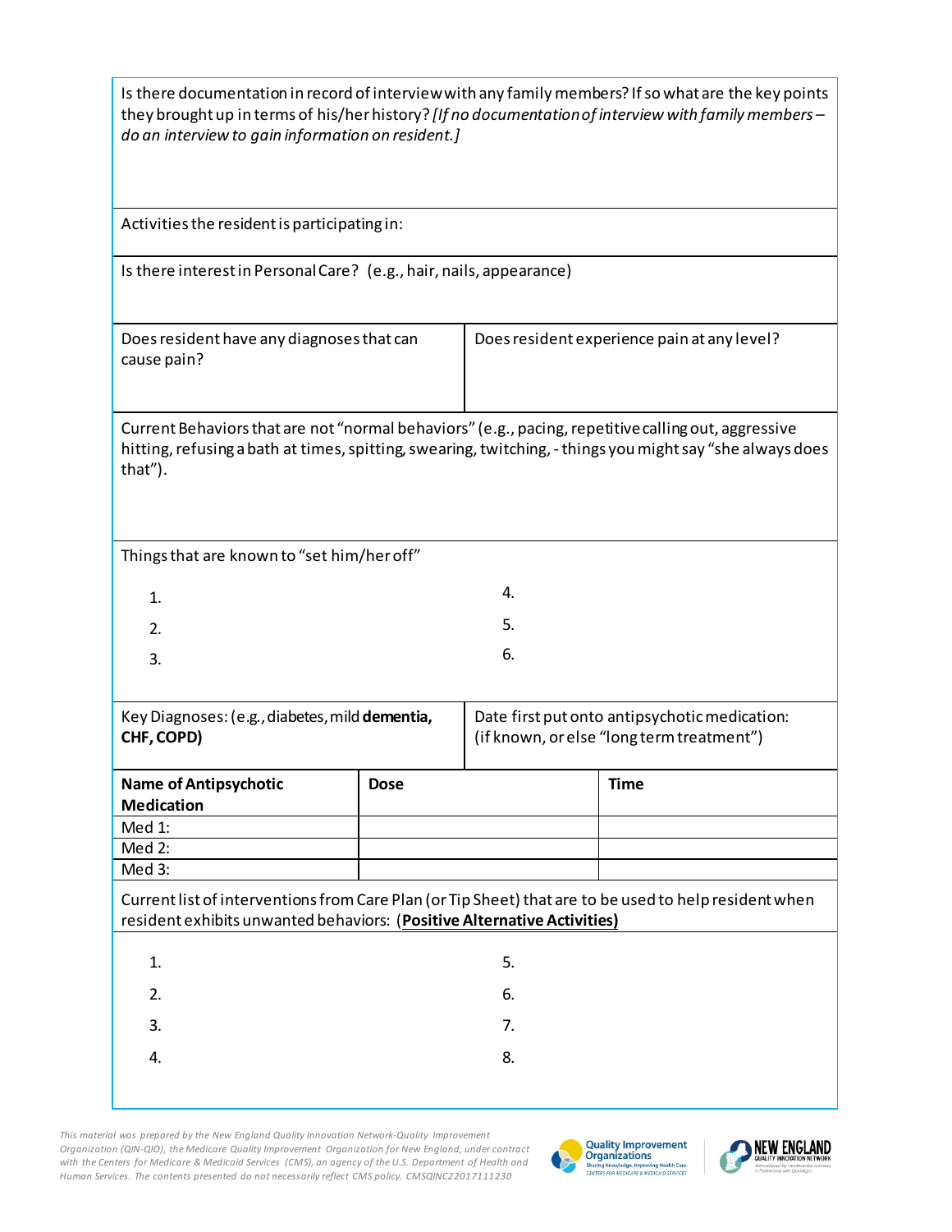Is there documentation in record of interview with any family members? If so what are the key points they brought up in terms of his/her history? *[If no documentation of interview with family members – do an interview to gain information on resident.]*

Activities the resident is participating in:

Is there interest in Personal Care? (e.g., hair, nails, appearance)

| Does resident have any diagnoses that can cause pain? | Does resident experience pain at any level? |
|---|---|
| | |

Current Behaviors that are not "normal behaviors" (e.g., pacing, repetitive calling out, aggressive hitting, refusing a bath at times, spitting, swearing, twitching, - things you might say "she always does that").

Things that are known to "set him/her off"

1.
2.
3.
4.
5.
6.

| Key Diagnoses: (e.g., diabetes, mild **dementia, CHF, COPD)** | Date first put onto antipsychotic medication: (if known, or else "long term treatment") |
|---|---|
| | |

| **Name of Antipsychotic Medication** | **Dose** | **Time** |
|---|---|---|
| Med 1: | | |
| Med 2: | | |
| Med 3: | | |

Current list of interventions from Care Plan (or Tip Sheet) that are to be used to help resident when resident exhibits unwanted behaviors: (**Positive Alternative Activities)**

1.
2.
3.
4.
5.
6.
7.
8.

*This material was prepared by the New England Quality Innovation Network-Quality Improvement Organization (QIN-QIO), the Medicare Quality Improvement Organization for New England, under contract with the Centers for Medicare & Medicaid Services (CMS), an agency of the U.S. Department of Health and Human Services. The contents presented do not necessarily reflect CMS policy. CMSQINC22017111230*